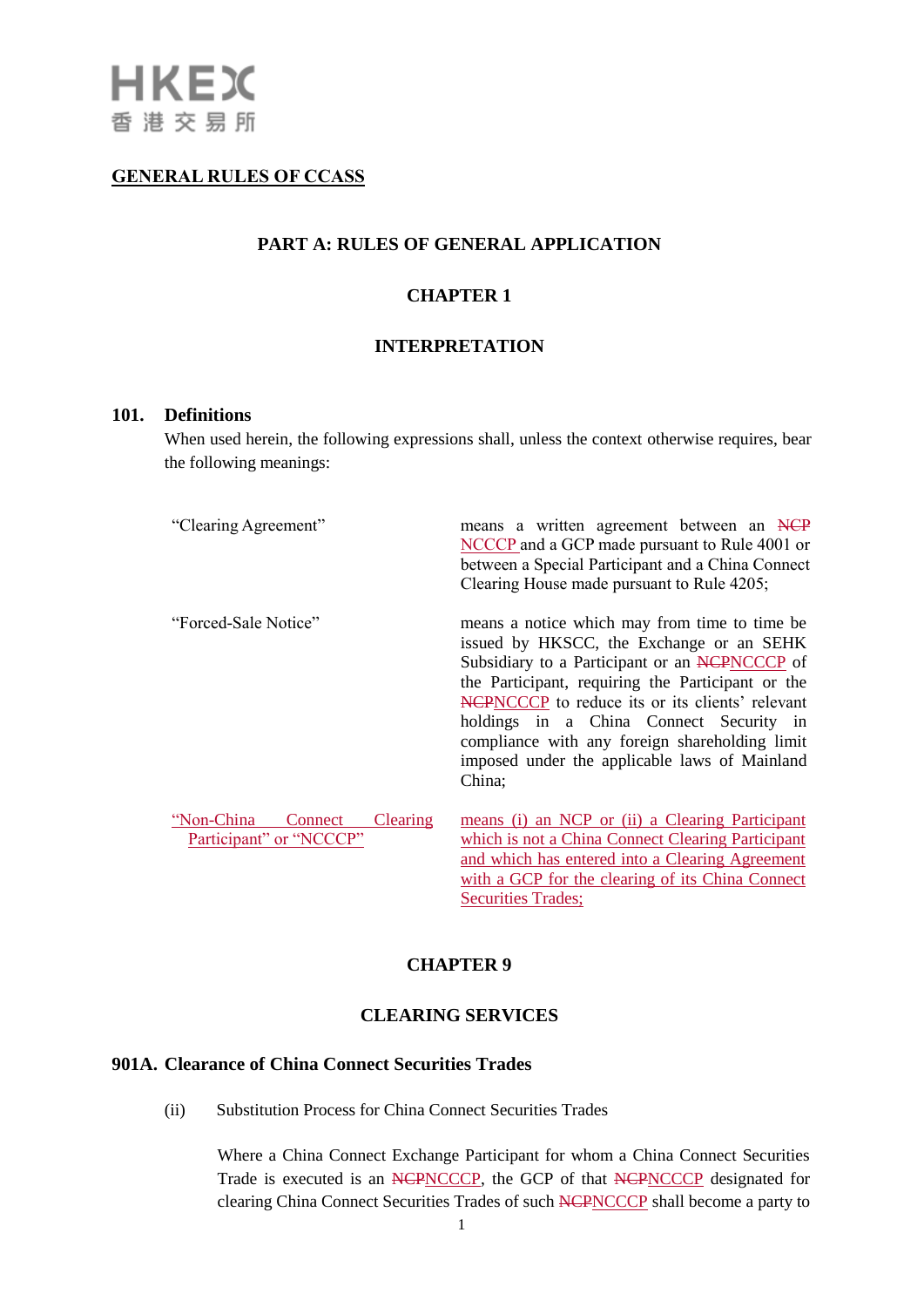## GENERAL RULES OF CCASS

### PART A: RULES OF GENERAL APPLICATION

### CHAPTER 1

### INTERPRETATION

**101. Definitions**

When used herein, the following expressions shall, unless the context otherwise requires, bear the following meanings:

| | |
|---|---|
| "Clearing Agreement" | means a written agreement between an ~~NCP~~ NCCCP and a GCP made pursuant to Rule 4001 or between a Special Participant and a China Connect Clearing House made pursuant to Rule 4205; |
| "Forced-Sale Notice" | means a notice which may from time to time be issued by HKSCC, the Exchange or an SEHK Subsidiary to a Participant or an ~~NCP~~NCCCP of the Participant, requiring the Participant or the ~~NCP~~NCCCP to reduce its or its clients' relevant holdings in a China Connect Security in compliance with any foreign shareholding limit imposed under the applicable laws of Mainland China; |
| "Non-China Connect Clearing Participant" or "NCCCP" | means (i) an NCP or (ii) a Clearing Participant which is not a China Connect Clearing Participant and which has entered into a Clearing Agreement with a GCP for the clearing of its China Connect Securities Trades; |

### CHAPTER 9

### CLEARING SERVICES

**901A. Clearance of China Connect Securities Trades**

(ii) Substitution Process for China Connect Securities Trades

Where a China Connect Exchange Participant for whom a China Connect Securities Trade is executed is an ~~NCP~~NCCCP, the GCP of that ~~NCP~~NCCCP designated for clearing China Connect Securities Trades of such ~~NCP~~NCCCP shall become a party to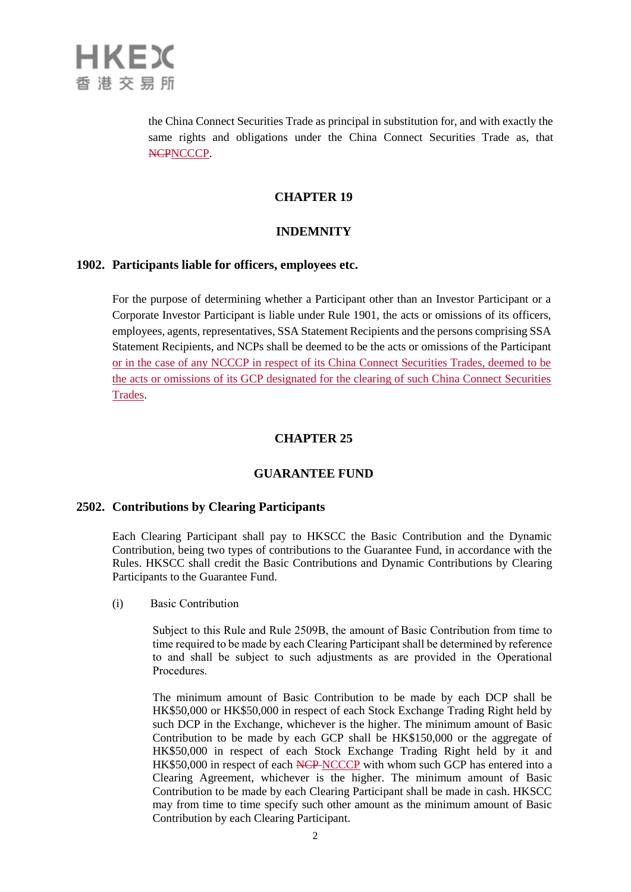the China Connect Securities Trade as principal in substitution for, and with exactly the same rights and obligations under the China Connect Securities Trade as, that ~~NCP~~NCCCP.

## CHAPTER 19

## INDEMNITY

### 1902. Participants liable for officers, employees etc.

For the purpose of determining whether a Participant other than an Investor Participant or a Corporate Investor Participant is liable under Rule 1901, the acts or omissions of its officers, employees, agents, representatives, SSA Statement Recipients and the persons comprising SSA Statement Recipients, and NCPs shall be deemed to be the acts or omissions of the Participant or in the case of any NCCCP in respect of its China Connect Securities Trades, deemed to be the acts or omissions of its GCP designated for the clearing of such China Connect Securities Trades.

## CHAPTER 25

## GUARANTEE FUND

### 2502. Contributions by Clearing Participants

Each Clearing Participant shall pay to HKSCC the Basic Contribution and the Dynamic Contribution, being two types of contributions to the Guarantee Fund, in accordance with the Rules. HKSCC shall credit the Basic Contributions and Dynamic Contributions by Clearing Participants to the Guarantee Fund.

(i) Basic Contribution

Subject to this Rule and Rule 2509B, the amount of Basic Contribution from time to time required to be made by each Clearing Participant shall be determined by reference to and shall be subject to such adjustments as are provided in the Operational Procedures.

The minimum amount of Basic Contribution to be made by each DCP shall be HK$50,000 or HK$50,000 in respect of each Stock Exchange Trading Right held by such DCP in the Exchange, whichever is the higher. The minimum amount of Basic Contribution to be made by each GCP shall be HK$150,000 or the aggregate of HK$50,000 in respect of each Stock Exchange Trading Right held by it and HK$50,000 in respect of each ~~NCP~~ NCCCP with whom such GCP has entered into a Clearing Agreement, whichever is the higher. The minimum amount of Basic Contribution to be made by each Clearing Participant shall be made in cash. HKSCC may from time to time specify such other amount as the minimum amount of Basic Contribution by each Clearing Participant.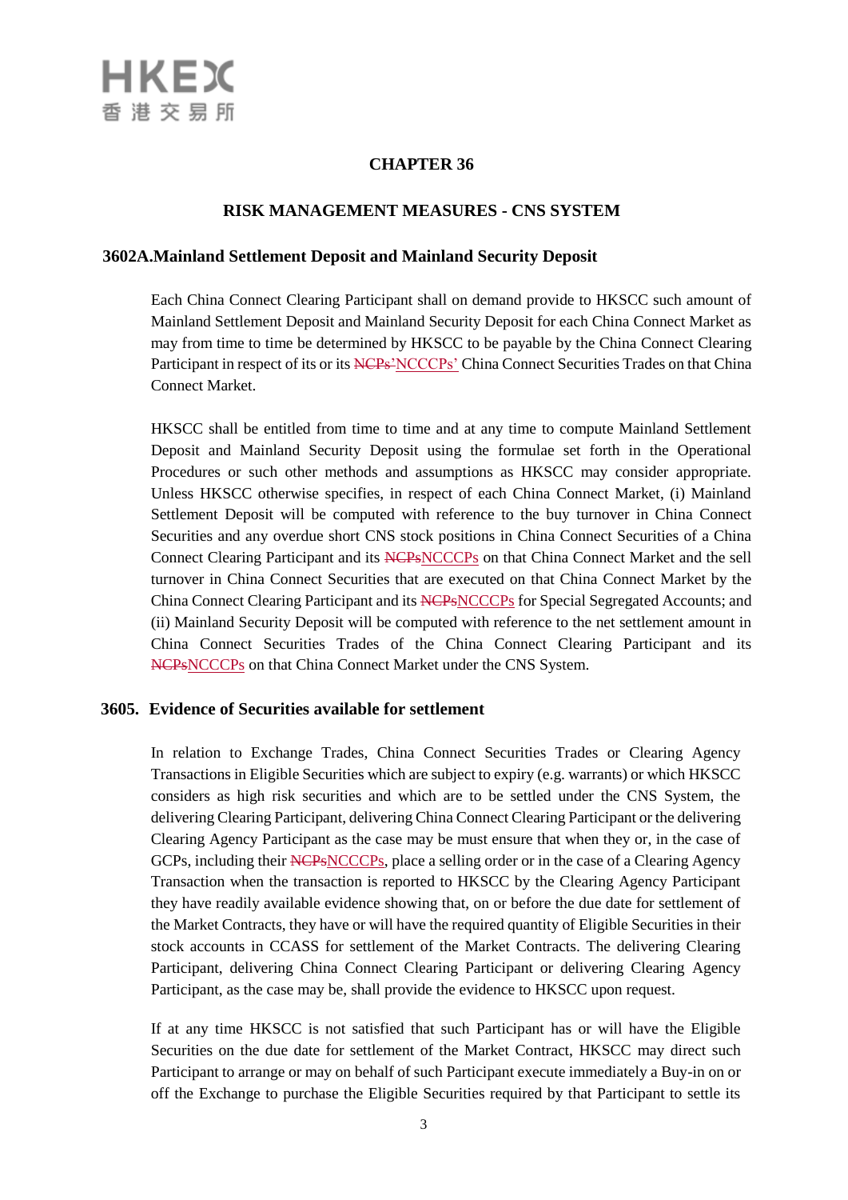## CHAPTER 36

## RISK MANAGEMENT MEASURES - CNS SYSTEM

### 3602A. Mainland Settlement Deposit and Mainland Security Deposit

Each China Connect Clearing Participant shall on demand provide to HKSCC such amount of Mainland Settlement Deposit and Mainland Security Deposit for each China Connect Market as may from time to time be determined by HKSCC to be payable by the China Connect Clearing Participant in respect of its or its ~~NCPs'~~NCCCPs' China Connect Securities Trades on that China Connect Market.

HKSCC shall be entitled from time to time and at any time to compute Mainland Settlement Deposit and Mainland Security Deposit using the formulae set forth in the Operational Procedures or such other methods and assumptions as HKSCC may consider appropriate. Unless HKSCC otherwise specifies, in respect of each China Connect Market, (i) Mainland Settlement Deposit will be computed with reference to the buy turnover in China Connect Securities and any overdue short CNS stock positions in China Connect Securities of a China Connect Clearing Participant and its ~~NCPs~~NCCCPs on that China Connect Market and the sell turnover in China Connect Securities that are executed on that China Connect Market by the China Connect Clearing Participant and its ~~NCPs~~NCCCPs for Special Segregated Accounts; and (ii) Mainland Security Deposit will be computed with reference to the net settlement amount in China Connect Securities Trades of the China Connect Clearing Participant and its ~~NCPs~~NCCCPs on that China Connect Market under the CNS System.

### 3605. Evidence of Securities available for settlement

In relation to Exchange Trades, China Connect Securities Trades or Clearing Agency Transactions in Eligible Securities which are subject to expiry (e.g. warrants) or which HKSCC considers as high risk securities and which are to be settled under the CNS System, the delivering Clearing Participant, delivering China Connect Clearing Participant or the delivering Clearing Agency Participant as the case may be must ensure that when they or, in the case of GCPs, including their ~~NCPs~~NCCCPs, place a selling order or in the case of a Clearing Agency Transaction when the transaction is reported to HKSCC by the Clearing Agency Participant they have readily available evidence showing that, on or before the due date for settlement of the Market Contracts, they have or will have the required quantity of Eligible Securities in their stock accounts in CCASS for settlement of the Market Contracts. The delivering Clearing Participant, delivering China Connect Clearing Participant or delivering Clearing Agency Participant, as the case may be, shall provide the evidence to HKSCC upon request.

If at any time HKSCC is not satisfied that such Participant has or will have the Eligible Securities on the due date for settlement of the Market Contract, HKSCC may direct such Participant to arrange or may on behalf of such Participant execute immediately a Buy-in on or off the Exchange to purchase the Eligible Securities required by that Participant to settle its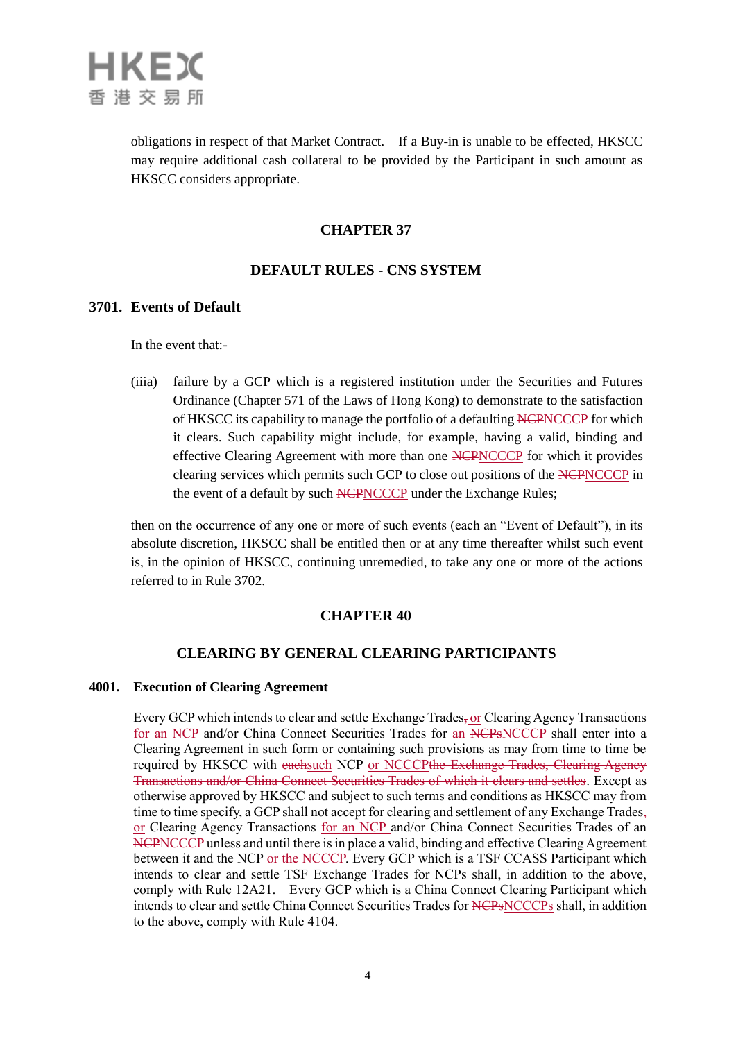obligations in respect of that Market Contract. If a Buy-in is unable to be effected, HKSCC may require additional cash collateral to be provided by the Participant in such amount as HKSCC considers appropriate.

## CHAPTER 37

## DEFAULT RULES - CNS SYSTEM

### 3701. Events of Default

In the event that:-

(iiia) failure by a GCP which is a registered institution under the Securities and Futures Ordinance (Chapter 571 of the Laws of Hong Kong) to demonstrate to the satisfaction of HKSCC its capability to manage the portfolio of a defaulting ~~NCP~~NCCCP for which it clears. Such capability might include, for example, having a valid, binding and effective Clearing Agreement with more than one ~~NCP~~NCCCP for which it provides clearing services which permits such GCP to close out positions of the ~~NCP~~NCCCP in the event of a default by such ~~NCP~~NCCCP under the Exchange Rules;

then on the occurrence of any one or more of such events (each an "Event of Default"), in its absolute discretion, HKSCC shall be entitled then or at any time thereafter whilst such event is, in the opinion of HKSCC, continuing unremedied, to take any one or more of the actions referred to in Rule 3702.

## CHAPTER 40

## CLEARING BY GENERAL CLEARING PARTICIPANTS

### 4001. Execution of Clearing Agreement

Every GCP which intends to clear and settle Exchange Trades~~,~~ or Clearing Agency Transactions for an NCP and/or China Connect Securities Trades for an ~~NCPs~~NCCCP shall enter into a Clearing Agreement in such form or containing such provisions as may from time to time be required by HKSCC with ~~each~~such NCP or NCCCP~~the Exchange Trades, Clearing Agency Transactions and/or China Connect Securities Trades of which it clears and settles~~. Except as otherwise approved by HKSCC and subject to such terms and conditions as HKSCC may from time to time specify, a GCP shall not accept for clearing and settlement of any Exchange Trades~~,~~ or Clearing Agency Transactions for an NCP and/or China Connect Securities Trades of an ~~NCP~~NCCCP unless and until there is in place a valid, binding and effective Clearing Agreement between it and the NCP or the NCCCP. Every GCP which is a TSF CCASS Participant which intends to clear and settle TSF Exchange Trades for NCPs shall, in addition to the above, comply with Rule 12A21. Every GCP which is a China Connect Clearing Participant which intends to clear and settle China Connect Securities Trades for ~~NCPs~~NCCCPs shall, in addition to the above, comply with Rule 4104.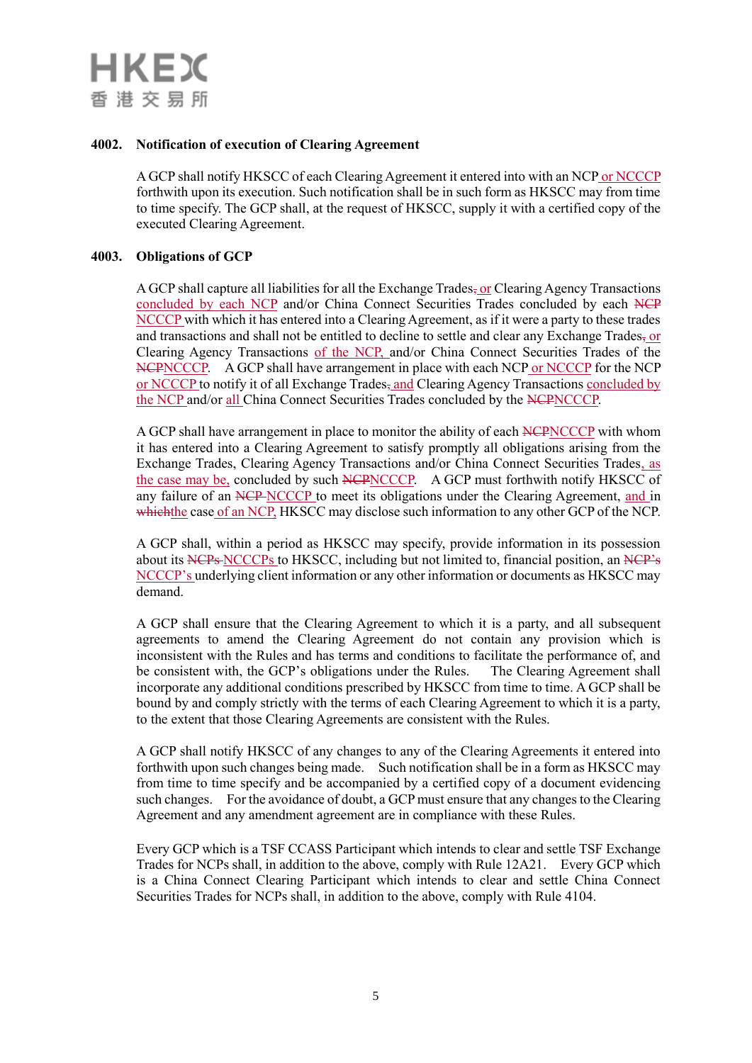**4002. Notification of execution of Clearing Agreement**

A GCP shall notify HKSCC of each Clearing Agreement it entered into with an NCP <u>or NCCCP</u> forthwith upon its execution. Such notification shall be in such form as HKSCC may from time to time specify. The GCP shall, at the request of HKSCC, supply it with a certified copy of the executed Clearing Agreement.

**4003. Obligations of GCP**

A GCP shall capture all liabilities for all the Exchange Trades~~,~~ <u>or</u> Clearing Agency Transactions <u>concluded by each NCP</u> and/or China Connect Securities Trades concluded by each ~~NCP~~ <u>NCCCP</u> with which it has entered into a Clearing Agreement, as if it were a party to these trades and transactions and shall not be entitled to decline to settle and clear any Exchange Trades~~,~~ <u>or</u> Clearing Agency Transactions <u>of the NCP,</u> and/or China Connect Securities Trades of the ~~NCP~~<u>NCCCP</u>. A GCP shall have arrangement in place with each NCP <u>or NCCCP</u> for the NCP <u>or NCCCP</u> to notify it of all Exchange Trades~~,~~ <u>and</u> Clearing Agency Transactions <u>concluded by the NCP</u> and/or <u>all</u> China Connect Securities Trades concluded by the ~~NCP~~<u>NCCCP</u>.

A GCP shall have arrangement in place to monitor the ability of each ~~NCP~~<u>NCCCP</u> with whom it has entered into a Clearing Agreement to satisfy promptly all obligations arising from the Exchange Trades, Clearing Agency Transactions and/or China Connect Securities Trades<u>, as the case may be,</u> concluded by such ~~NCP~~<u>NCCCP</u>. A GCP must forthwith notify HKSCC of any failure of an ~~NCP~~ <u>NCCCP</u> to meet its obligations under the Clearing Agreement, <u>and</u> in ~~which~~<u>the</u> case <u>of an NCP,</u> HKSCC may disclose such information to any other GCP of the NCP.

A GCP shall, within a period as HKSCC may specify, provide information in its possession about its ~~NCPs~~ <u>NCCCPs</u> to HKSCC, including but not limited to, financial position, an ~~NCP's~~ <u>NCCCP's</u> underlying client information or any other information or documents as HKSCC may demand.

A GCP shall ensure that the Clearing Agreement to which it is a party, and all subsequent agreements to amend the Clearing Agreement do not contain any provision which is inconsistent with the Rules and has terms and conditions to facilitate the performance of, and be consistent with, the GCP's obligations under the Rules. The Clearing Agreement shall incorporate any additional conditions prescribed by HKSCC from time to time. A GCP shall be bound by and comply strictly with the terms of each Clearing Agreement to which it is a party, to the extent that those Clearing Agreements are consistent with the Rules.

A GCP shall notify HKSCC of any changes to any of the Clearing Agreements it entered into forthwith upon such changes being made. Such notification shall be in a form as HKSCC may from time to time specify and be accompanied by a certified copy of a document evidencing such changes. For the avoidance of doubt, a GCP must ensure that any changes to the Clearing Agreement and any amendment agreement are in compliance with these Rules.

Every GCP which is a TSF CCASS Participant which intends to clear and settle TSF Exchange Trades for NCPs shall, in addition to the above, comply with Rule 12A21. Every GCP which is a China Connect Clearing Participant which intends to clear and settle China Connect Securities Trades for NCPs shall, in addition to the above, comply with Rule 4104.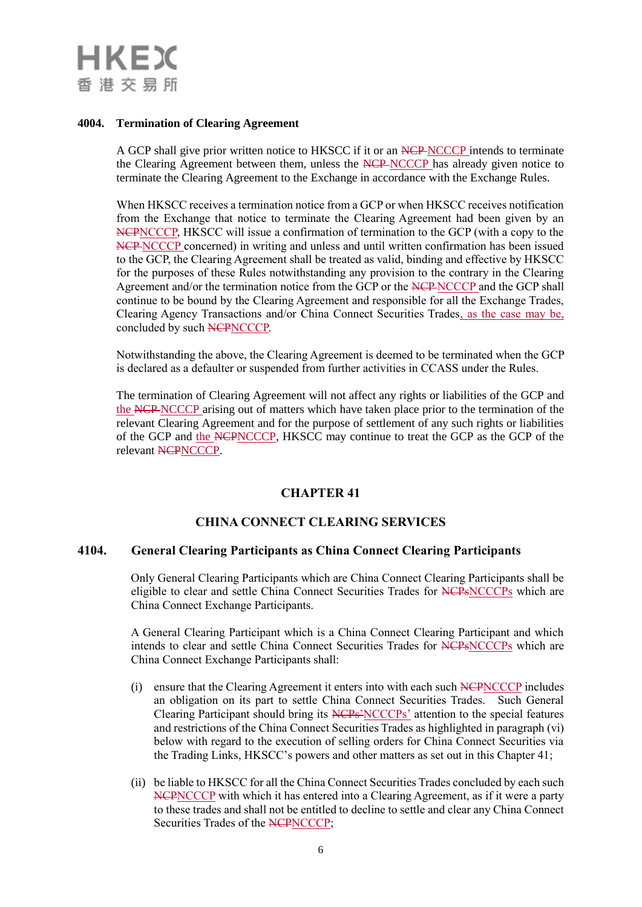**4004. Termination of Clearing Agreement**

A GCP shall give prior written notice to HKSCC if it or an ~~NCP~~ NCCCP intends to terminate the Clearing Agreement between them, unless the ~~NCP~~ NCCCP has already given notice to terminate the Clearing Agreement to the Exchange in accordance with the Exchange Rules.

When HKSCC receives a termination notice from a GCP or when HKSCC receives notification from the Exchange that notice to terminate the Clearing Agreement had been given by an ~~NCP~~NCCCP, HKSCC will issue a confirmation of termination to the GCP (with a copy to the ~~NCP~~ NCCCP concerned) in writing and unless and until written confirmation has been issued to the GCP, the Clearing Agreement shall be treated as valid, binding and effective by HKSCC for the purposes of these Rules notwithstanding any provision to the contrary in the Clearing Agreement and/or the termination notice from the GCP or the ~~NCP~~ NCCCP and the GCP shall continue to be bound by the Clearing Agreement and responsible for all the Exchange Trades, Clearing Agency Transactions and/or China Connect Securities Trades, as the case may be, concluded by such ~~NCP~~NCCCP.

Notwithstanding the above, the Clearing Agreement is deemed to be terminated when the GCP is declared as a defaulter or suspended from further activities in CCASS under the Rules.

The termination of Clearing Agreement will not affect any rights or liabilities of the GCP and the ~~NCP~~ NCCCP arising out of matters which have taken place prior to the termination of the relevant Clearing Agreement and for the purpose of settlement of any such rights or liabilities of the GCP and the ~~NCP~~NCCCP, HKSCC may continue to treat the GCP as the GCP of the relevant ~~NCP~~NCCCP.

## CHAPTER 41

## CHINA CONNECT CLEARING SERVICES

**4104. General Clearing Participants as China Connect Clearing Participants**

Only General Clearing Participants which are China Connect Clearing Participants shall be eligible to clear and settle China Connect Securities Trades for ~~NCPs~~NCCCPs which are China Connect Exchange Participants.

A General Clearing Participant which is a China Connect Clearing Participant and which intends to clear and settle China Connect Securities Trades for ~~NCPs~~NCCCPs which are China Connect Exchange Participants shall:

(i) ensure that the Clearing Agreement it enters into with each such ~~NCP~~NCCCP includes an obligation on its part to settle China Connect Securities Trades. Such General Clearing Participant should bring its ~~NCPs'~~NCCCPs' attention to the special features and restrictions of the China Connect Securities Trades as highlighted in paragraph (vi) below with regard to the execution of selling orders for China Connect Securities via the Trading Links, HKSCC's powers and other matters as set out in this Chapter 41;

(ii) be liable to HKSCC for all the China Connect Securities Trades concluded by each such ~~NCP~~NCCCP with which it has entered into a Clearing Agreement, as if it were a party to these trades and shall not be entitled to decline to settle and clear any China Connect Securities Trades of the ~~NCP~~NCCCP;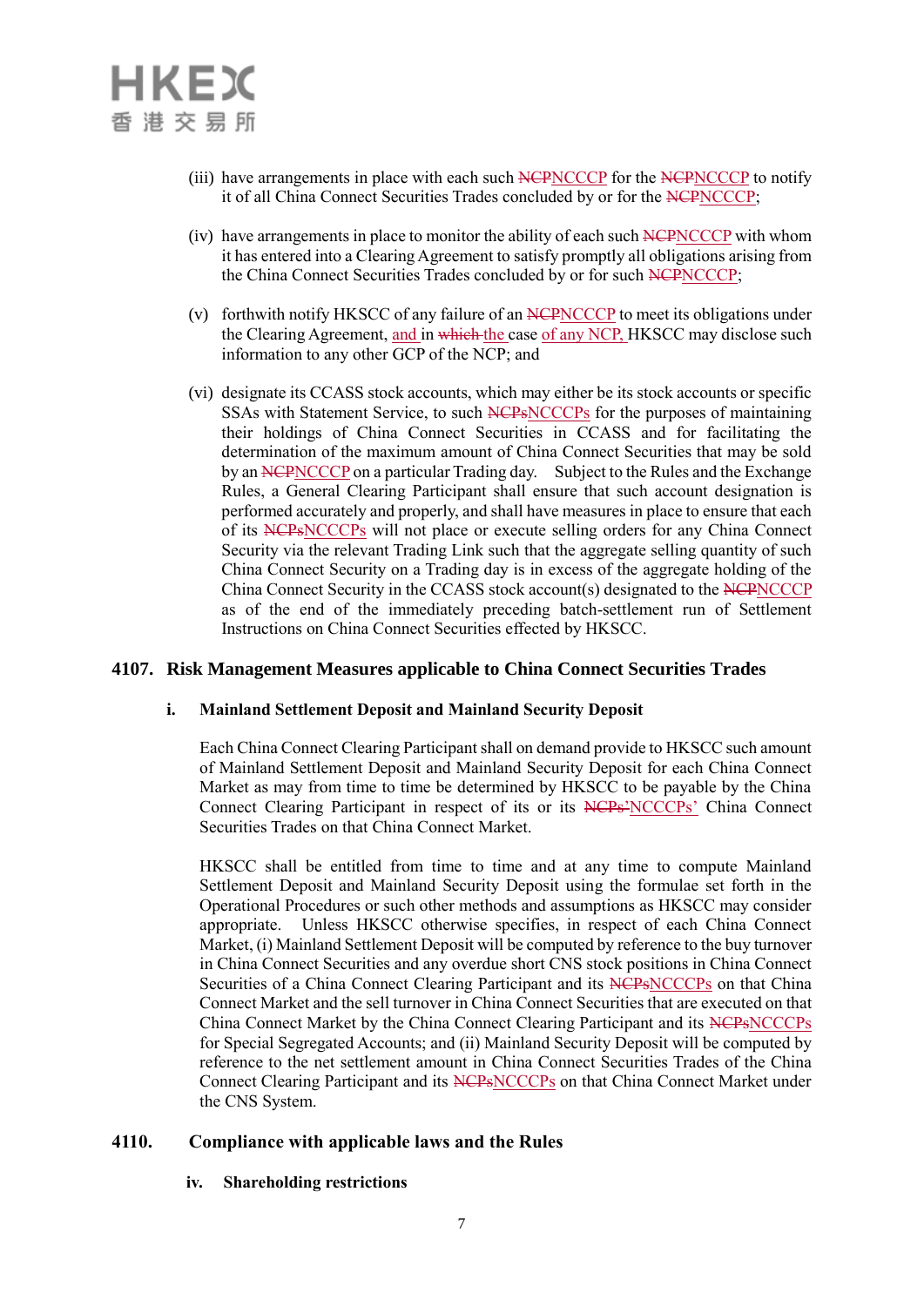(iii) have arrangements in place with each such ~~NCP~~NCCCP for the ~~NCP~~NCCCP to notify it of all China Connect Securities Trades concluded by or for the ~~NCP~~NCCCP;

(iv) have arrangements in place to monitor the ability of each such ~~NCP~~NCCCP with whom it has entered into a Clearing Agreement to satisfy promptly all obligations arising from the China Connect Securities Trades concluded by or for such ~~NCP~~NCCCP;

(v) forthwith notify HKSCC of any failure of an ~~NCP~~NCCCP to meet its obligations under the Clearing Agreement, and in ~~which~~ the case of any NCP, HKSCC may disclose such information to any other GCP of the NCP; and

(vi) designate its CCASS stock accounts, which may either be its stock accounts or specific SSAs with Statement Service, to such ~~NCPs~~NCCCPs for the purposes of maintaining their holdings of China Connect Securities in CCASS and for facilitating the determination of the maximum amount of China Connect Securities that may be sold by an ~~NCP~~NCCCP on a particular Trading day. Subject to the Rules and the Exchange Rules, a General Clearing Participant shall ensure that such account designation is performed accurately and properly, and shall have measures in place to ensure that each of its ~~NCPs~~NCCCPs will not place or execute selling orders for any China Connect Security via the relevant Trading Link such that the aggregate selling quantity of such China Connect Security on a Trading day is in excess of the aggregate holding of the China Connect Security in the CCASS stock account(s) designated to the ~~NCP~~NCCCP as of the end of the immediately preceding batch-settlement run of Settlement Instructions on China Connect Securities effected by HKSCC.

## 4107. Risk Management Measures applicable to China Connect Securities Trades

### i. Mainland Settlement Deposit and Mainland Security Deposit

Each China Connect Clearing Participant shall on demand provide to HKSCC such amount of Mainland Settlement Deposit and Mainland Security Deposit for each China Connect Market as may from time to time be determined by HKSCC to be payable by the China Connect Clearing Participant in respect of its or its ~~NCPs'~~NCCCPs' China Connect Securities Trades on that China Connect Market.

HKSCC shall be entitled from time to time and at any time to compute Mainland Settlement Deposit and Mainland Security Deposit using the formulae set forth in the Operational Procedures or such other methods and assumptions as HKSCC may consider appropriate. Unless HKSCC otherwise specifies, in respect of each China Connect Market, (i) Mainland Settlement Deposit will be computed by reference to the buy turnover in China Connect Securities and any overdue short CNS stock positions in China Connect Securities of a China Connect Clearing Participant and its ~~NCPs~~NCCCPs on that China Connect Market and the sell turnover in China Connect Securities that are executed on that China Connect Market by the China Connect Clearing Participant and its ~~NCPs~~NCCCPs for Special Segregated Accounts; and (ii) Mainland Security Deposit will be computed by reference to the net settlement amount in China Connect Securities Trades of the China Connect Clearing Participant and its ~~NCPs~~NCCCPs on that China Connect Market under the CNS System.

## 4110. Compliance with applicable laws and the Rules

### iv. Shareholding restrictions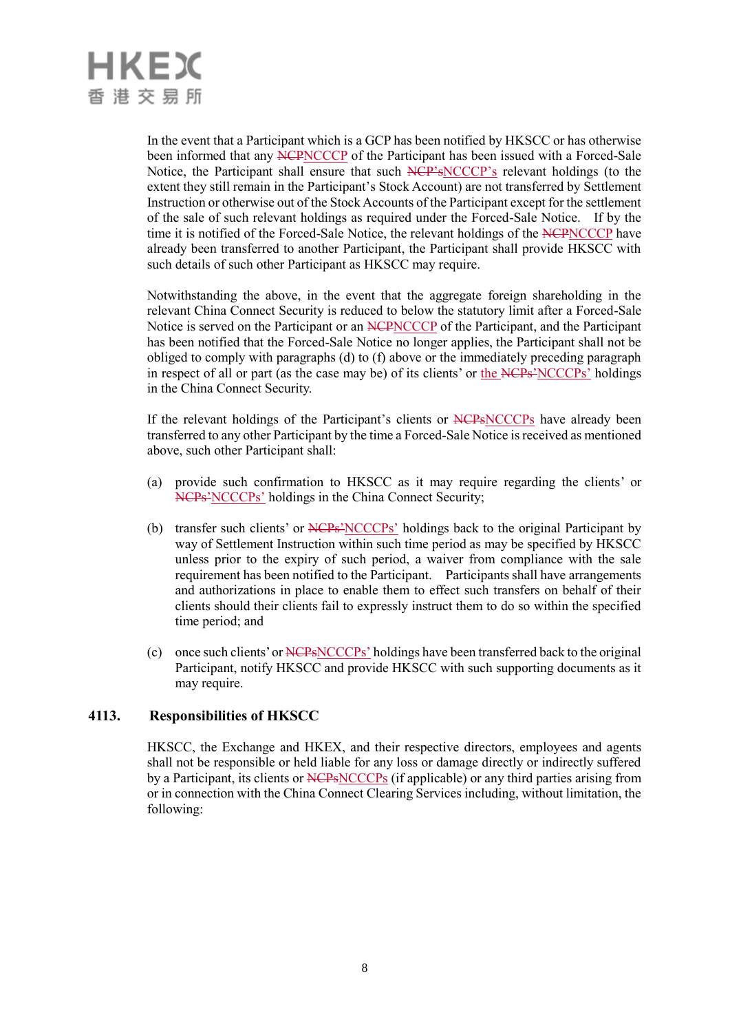In the event that a Participant which is a GCP has been notified by HKSCC or has otherwise been informed that any ~~NCP~~NCCCP of the Participant has been issued with a Forced-Sale Notice, the Participant shall ensure that such ~~NCP's~~NCCCP's relevant holdings (to the extent they still remain in the Participant's Stock Account) are not transferred by Settlement Instruction or otherwise out of the Stock Accounts of the Participant except for the settlement of the sale of such relevant holdings as required under the Forced-Sale Notice. If by the time it is notified of the Forced-Sale Notice, the relevant holdings of the ~~NCP~~NCCCP have already been transferred to another Participant, the Participant shall provide HKSCC with such details of such other Participant as HKSCC may require.

Notwithstanding the above, in the event that the aggregate foreign shareholding in the relevant China Connect Security is reduced to below the statutory limit after a Forced-Sale Notice is served on the Participant or an ~~NCP~~NCCCP of the Participant, and the Participant has been notified that the Forced-Sale Notice no longer applies, the Participant shall not be obliged to comply with paragraphs (d) to (f) above or the immediately preceding paragraph in respect of all or part (as the case may be) of its clients' or the ~~NCPs'~~NCCCPs' holdings in the China Connect Security.

If the relevant holdings of the Participant's clients or ~~NCPs~~NCCCPs have already been transferred to any other Participant by the time a Forced-Sale Notice is received as mentioned above, such other Participant shall:

(a) provide such confirmation to HKSCC as it may require regarding the clients' or ~~NCPs'~~NCCCPs' holdings in the China Connect Security;

(b) transfer such clients' or ~~NCPs'~~NCCCPs' holdings back to the original Participant by way of Settlement Instruction within such time period as may be specified by HKSCC unless prior to the expiry of such period, a waiver from compliance with the sale requirement has been notified to the Participant. Participants shall have arrangements and authorizations in place to enable them to effect such transfers on behalf of their clients should their clients fail to expressly instruct them to do so within the specified time period; and

(c) once such clients' or ~~NCPs~~NCCCPs' holdings have been transferred back to the original Participant, notify HKSCC and provide HKSCC with such supporting documents as it may require.

## 4113. Responsibilities of HKSCC

HKSCC, the Exchange and HKEX, and their respective directors, employees and agents shall not be responsible or held liable for any loss or damage directly or indirectly suffered by a Participant, its clients or ~~NCPs~~NCCCPs (if applicable) or any third parties arising from or in connection with the China Connect Clearing Services including, without limitation, the following: